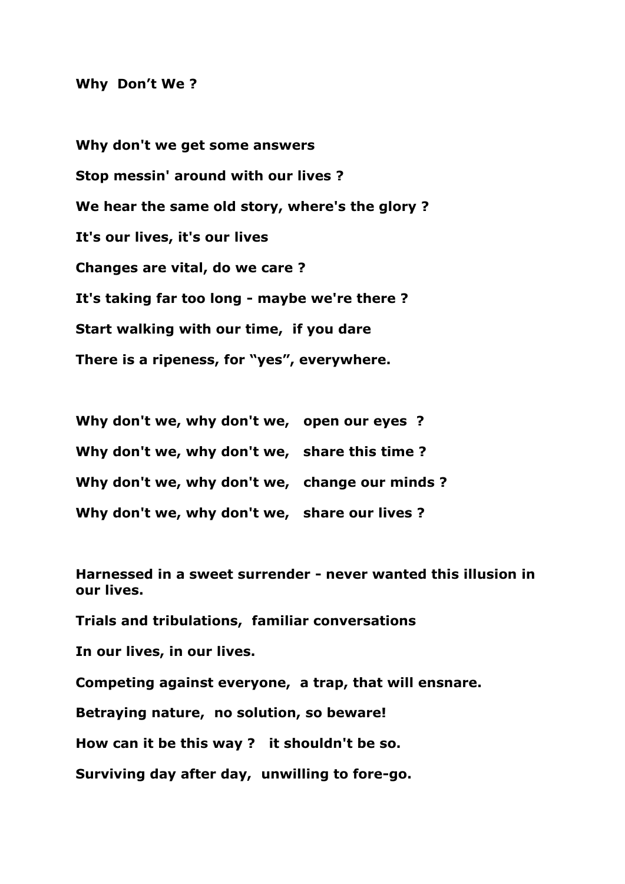**Why  Don't We ?**

**Why don't we get some answers**

**Stop messin' around with our lives ?**

**We hear the same old story, where's the glory ?**

**It's our lives, it's our lives**

**Changes are vital, do we care ?**

**It's taking far too long - maybe we're there ?**

**Start walking with our time,  if you dare**

**There is a ripeness, for "yes", everywhere.**

**Why don't we, why don't we,   open our eyes  ?**

**Why don't we, why don't we,   share this time ?**

**Why don't we, why don't we,   change our minds ?**

**Why don't we, why don't we,   share our lives ?**

**Harnessed in a sweet surrender - never wanted this illusion in our lives.**

**Trials and tribulations,  familiar conversations**

**In our lives, in our lives.**

**Competing against everyone,  a trap, that will ensnare.**

**Betraying nature,  no solution, so beware!**

**How can it be this way ?   it shouldn't be so.**

**Surviving day after day,  unwilling to fore-go.**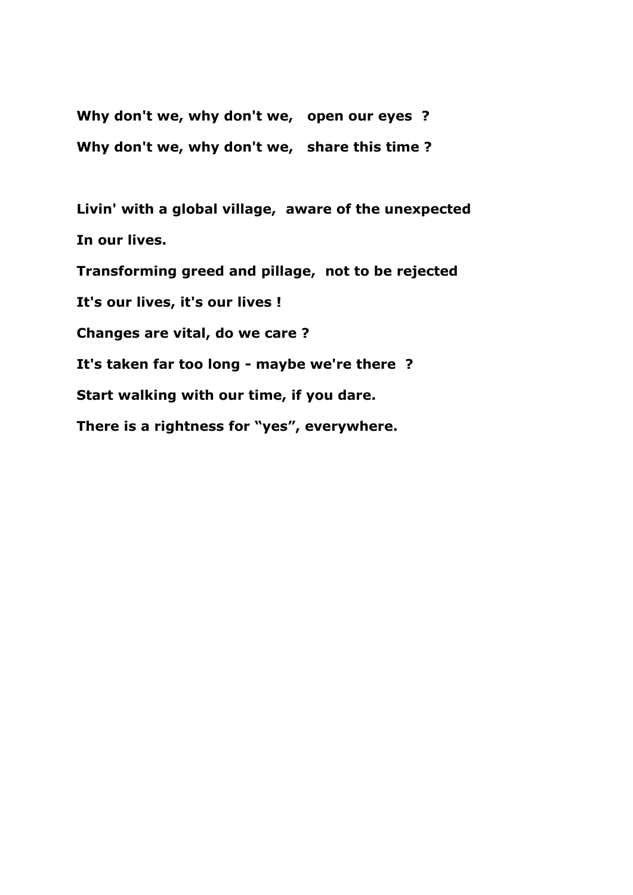**Why don't we, why don't we, open our eyes ?**

**Why don't we, why don't we, share this time ?**

**Livin' with a global village, aware of the unexpected**

**In our lives.**

**Transforming greed and pillage, not to be rejected**

**It's our lives, it's our lives !**

**Changes are vital, do we care ?**

**It's taken far too long - maybe we're there ?**

**Start walking with our time, if you dare.**

**There is a rightness for "yes", everywhere.**